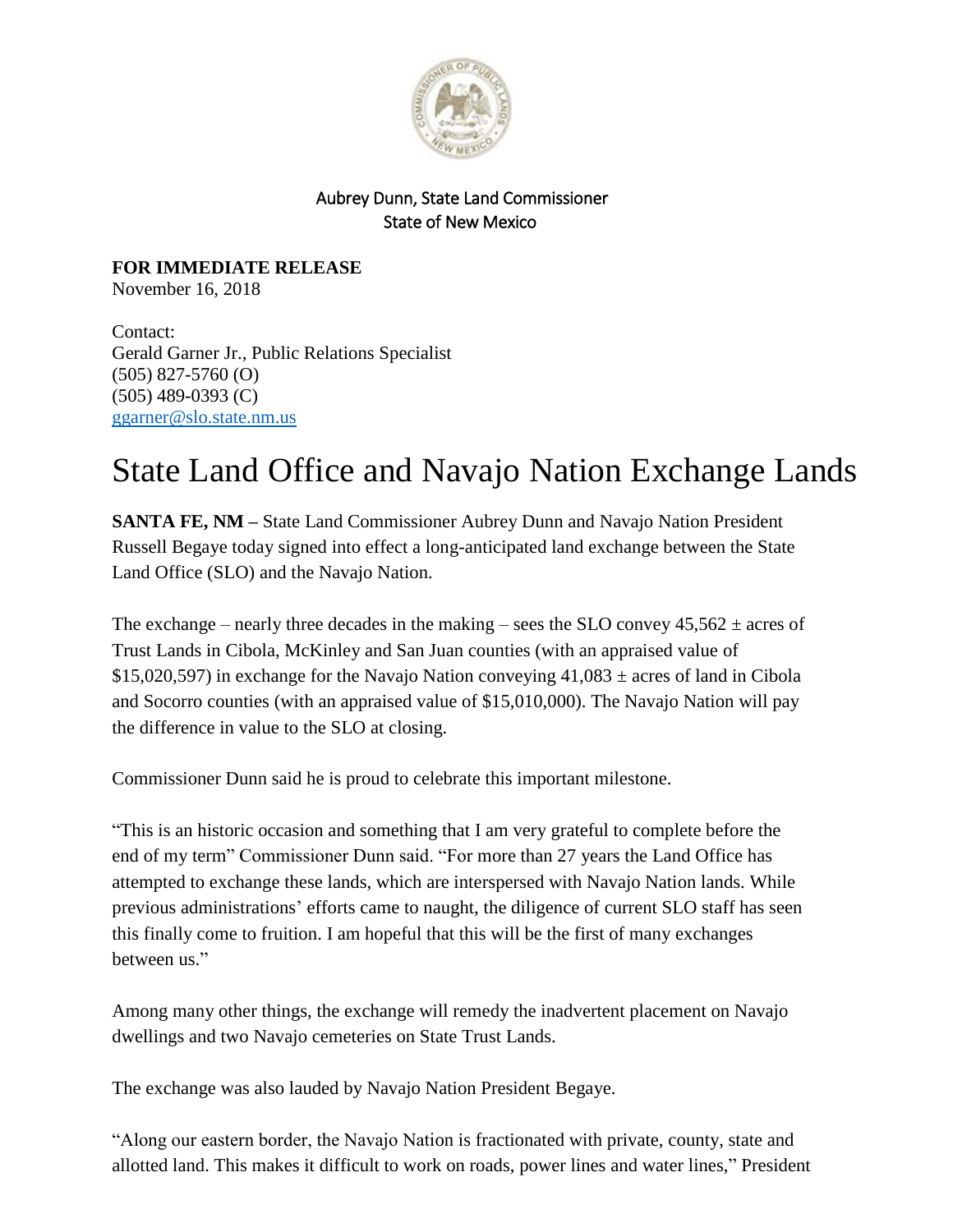Aubrey Dunn, State Land Commissioner
State of New Mexico

**FOR IMMEDIATE RELEASE**
November 16, 2018

Contact:
Gerald Garner Jr., Public Relations Specialist
(505) 827-5760 (O)
(505) 489-0393 (C)
ggarner@slo.state.nm.us

# State Land Office and Navajo Nation Exchange Lands

**SANTA FE, NM –** State Land Commissioner Aubrey Dunn and Navajo Nation President Russell Begaye today signed into effect a long-anticipated land exchange between the State Land Office (SLO) and the Navajo Nation.

The exchange – nearly three decades in the making – sees the SLO convey 45,562 ± acres of Trust Lands in Cibola, McKinley and San Juan counties (with an appraised value of $15,020,597) in exchange for the Navajo Nation conveying 41,083 ± acres of land in Cibola and Socorro counties (with an appraised value of $15,010,000). The Navajo Nation will pay the difference in value to the SLO at closing.

Commissioner Dunn said he is proud to celebrate this important milestone.

"This is an historic occasion and something that I am very grateful to complete before the end of my term" Commissioner Dunn said. "For more than 27 years the Land Office has attempted to exchange these lands, which are interspersed with Navajo Nation lands. While previous administrations' efforts came to naught, the diligence of current SLO staff has seen this finally come to fruition. I am hopeful that this will be the first of many exchanges between us."

Among many other things, the exchange will remedy the inadvertent placement on Navajo dwellings and two Navajo cemeteries on State Trust Lands.

The exchange was also lauded by Navajo Nation President Begaye.

"Along our eastern border, the Navajo Nation is fractionated with private, county, state and allotted land. This makes it difficult to work on roads, power lines and water lines," President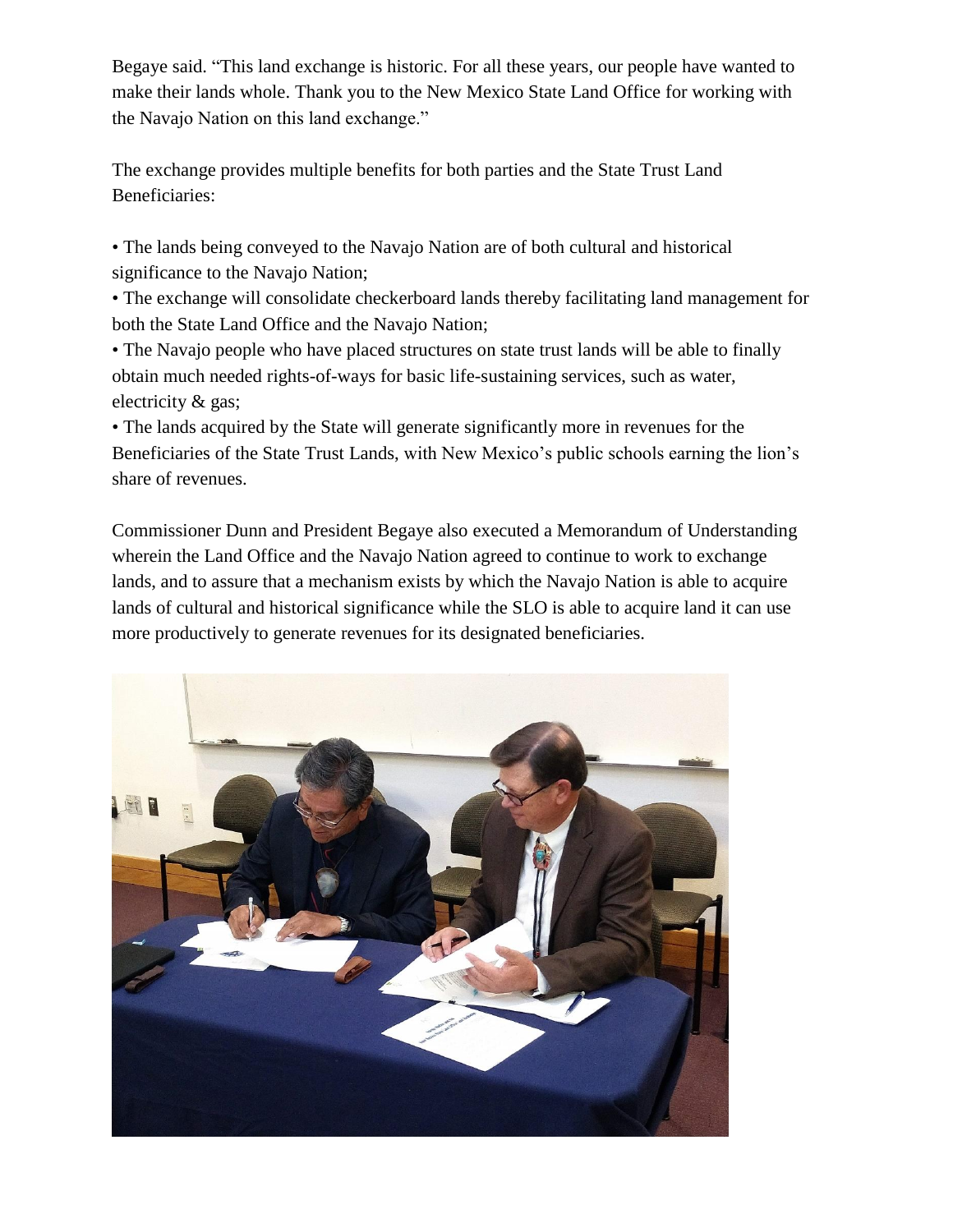Begaye said. "This land exchange is historic. For all these years, our people have wanted to make their lands whole. Thank you to the New Mexico State Land Office for working with the Navajo Nation on this land exchange."

The exchange provides multiple benefits for both parties and the State Trust Land Beneficiaries:

• The lands being conveyed to the Navajo Nation are of both cultural and historical significance to the Navajo Nation;
• The exchange will consolidate checkerboard lands thereby facilitating land management for both the State Land Office and the Navajo Nation;
• The Navajo people who have placed structures on state trust lands will be able to finally obtain much needed rights-of-ways for basic life-sustaining services, such as water, electricity & gas;
• The lands acquired by the State will generate significantly more in revenues for the Beneficiaries of the State Trust Lands, with New Mexico's public schools earning the lion's share of revenues.

Commissioner Dunn and President Begaye also executed a Memorandum of Understanding wherein the Land Office and the Navajo Nation agreed to continue to work to exchange lands, and to assure that a mechanism exists by which the Navajo Nation is able to acquire lands of cultural and historical significance while the SLO is able to acquire land it can use more productively to generate revenues for its designated beneficiaries.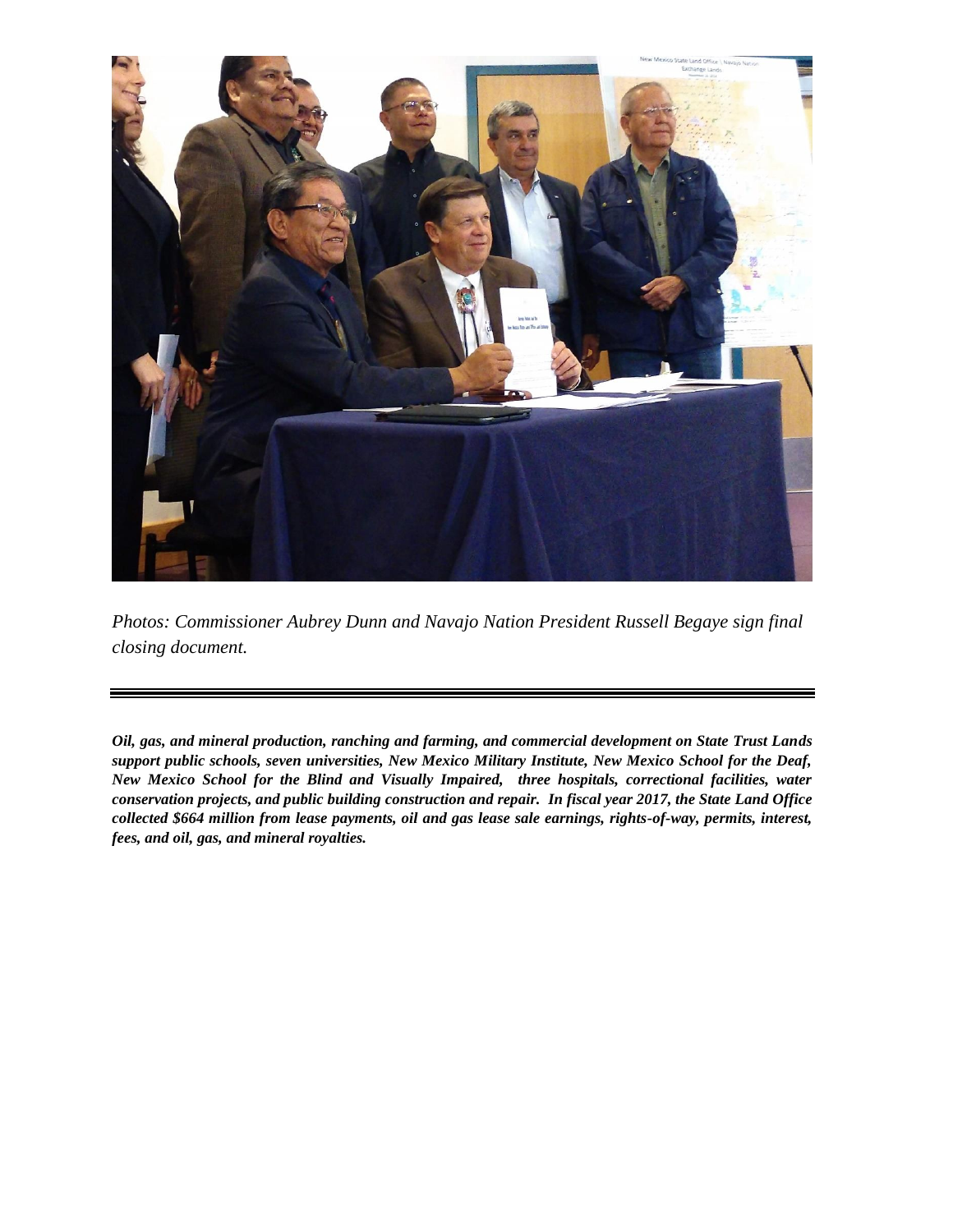*Photos: Commissioner Aubrey Dunn and Navajo Nation President Russell Begaye sign final closing document.*

---

***Oil, gas, and mineral production, ranching and farming, and commercial development on State Trust Lands support public schools, seven universities, New Mexico Military Institute, New Mexico School for the Deaf, New Mexico School for the Blind and Visually Impaired, three hospitals, correctional facilities, water conservation projects, and public building construction and repair. In fiscal year 2017, the State Land Office collected $664 million from lease payments, oil and gas lease sale earnings, rights-of-way, permits, interest, fees, and oil, gas, and mineral royalties.***